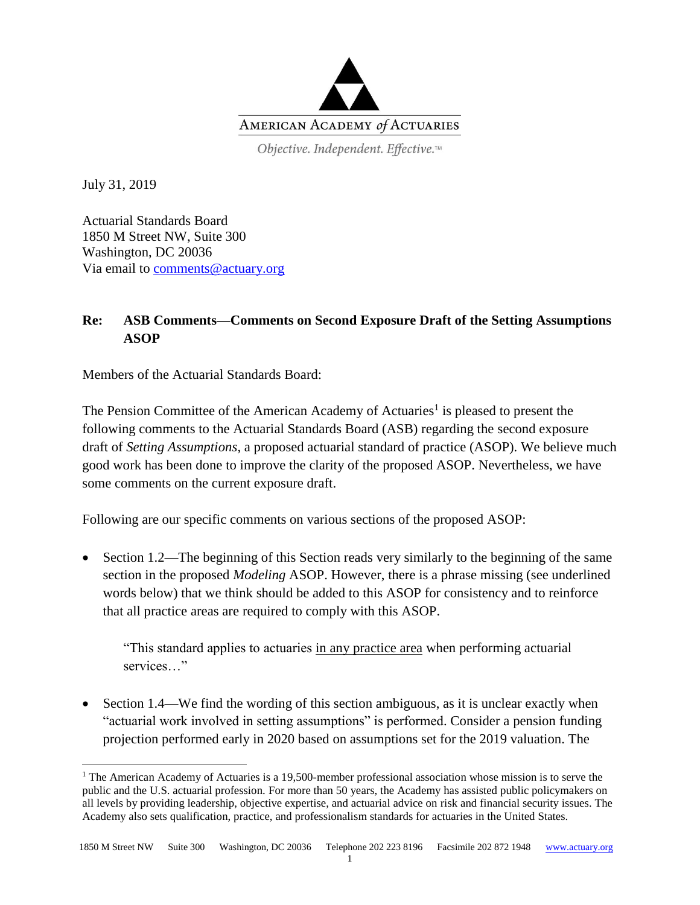AMERICAN ACADEMY *of* ACTUARIES

*Objective. Independent. Effective.*™

July 31, 2019

Actuarial Standards Board
1850 M Street NW, Suite 300
Washington, DC 20036
Via email to comments@actuary.org

**Re: ASB Comments—Comments on Second Exposure Draft of the Setting Assumptions ASOP**

Members of the Actuarial Standards Board:

The Pension Committee of the American Academy of Actuaries[1] is pleased to present the following comments to the Actuarial Standards Board (ASB) regarding the second exposure draft of *Setting Assumptions*, a proposed actuarial standard of practice (ASOP). We believe much good work has been done to improve the clarity of the proposed ASOP. Nevertheless, we have some comments on the current exposure draft.

Following are our specific comments on various sections of the proposed ASOP:

- Section 1.2—The beginning of this Section reads very similarly to the beginning of the same section in the proposed *Modeling* ASOP. However, there is a phrase missing (see underlined words below) that we think should be added to this ASOP for consistency and to reinforce that all practice areas are required to comply with this ASOP.

  "This standard applies to actuaries <u>in any practice area</u> when performing actuarial services…"

- Section 1.4—We find the wording of this section ambiguous, as it is unclear exactly when "actuarial work involved in setting assumptions" is performed. Consider a pension funding projection performed early in 2020 based on assumptions set for the 2019 valuation. The

[1] The American Academy of Actuaries is a 19,500-member professional association whose mission is to serve the public and the U.S. actuarial profession. For more than 50 years, the Academy has assisted public policymakers on all levels by providing leadership, objective expertise, and actuarial advice on risk and financial security issues. The Academy also sets qualification, practice, and professionalism standards for actuaries in the United States.

1850 M Street NW Suite 300 Washington, DC 20036 Telephone 202 223 8196 Facsimile 202 872 1948 www.actuary.org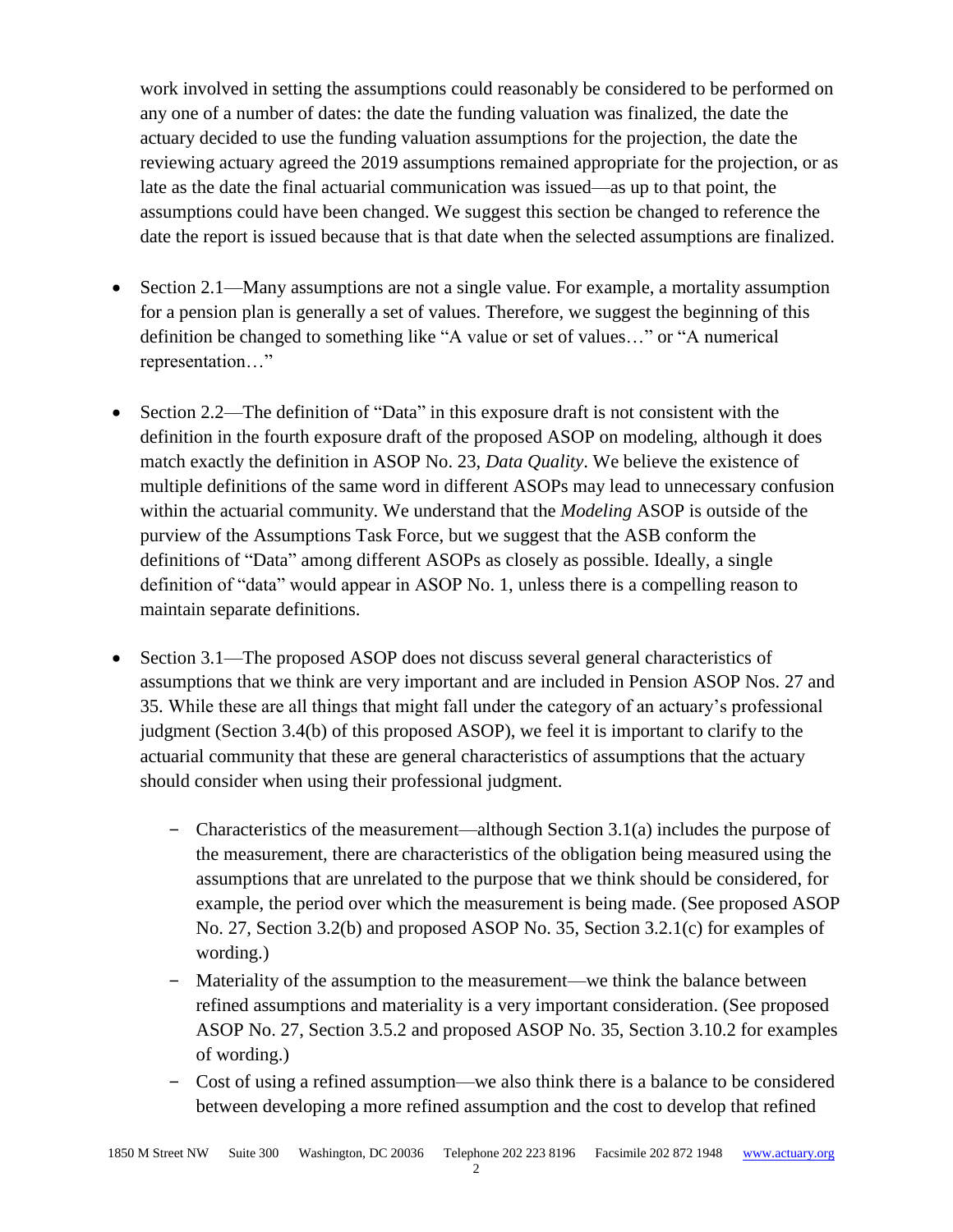work involved in setting the assumptions could reasonably be considered to be performed on any one of a number of dates: the date the funding valuation was finalized, the date the actuary decided to use the funding valuation assumptions for the projection, the date the reviewing actuary agreed the 2019 assumptions remained appropriate for the projection, or as late as the date the final actuarial communication was issued—as up to that point, the assumptions could have been changed. We suggest this section be changed to reference the date the report is issued because that is that date when the selected assumptions are finalized.

- Section 2.1—Many assumptions are not a single value. For example, a mortality assumption for a pension plan is generally a set of values. Therefore, we suggest the beginning of this definition be changed to something like "A value or set of values…" or "A numerical representation…"

- Section 2.2—The definition of "Data" in this exposure draft is not consistent with the definition in the fourth exposure draft of the proposed ASOP on modeling, although it does match exactly the definition in ASOP No. 23, *Data Quality*. We believe the existence of multiple definitions of the same word in different ASOPs may lead to unnecessary confusion within the actuarial community. We understand that the *Modeling* ASOP is outside of the purview of the Assumptions Task Force, but we suggest that the ASB conform the definitions of "Data" among different ASOPs as closely as possible. Ideally, a single definition of "data" would appear in ASOP No. 1, unless there is a compelling reason to maintain separate definitions.

- Section 3.1—The proposed ASOP does not discuss several general characteristics of assumptions that we think are very important and are included in Pension ASOP Nos. 27 and 35. While these are all things that might fall under the category of an actuary's professional judgment (Section 3.4(b) of this proposed ASOP), we feel it is important to clarify to the actuarial community that these are general characteristics of assumptions that the actuary should consider when using their professional judgment.

  - Characteristics of the measurement—although Section 3.1(a) includes the purpose of the measurement, there are characteristics of the obligation being measured using the assumptions that are unrelated to the purpose that we think should be considered, for example, the period over which the measurement is being made. (See proposed ASOP No. 27, Section 3.2(b) and proposed ASOP No. 35, Section 3.2.1(c) for examples of wording.)
  - Materiality of the assumption to the measurement—we think the balance between refined assumptions and materiality is a very important consideration. (See proposed ASOP No. 27, Section 3.5.2 and proposed ASOP No. 35, Section 3.10.2 for examples of wording.)
  - Cost of using a refined assumption—we also think there is a balance to be considered between developing a more refined assumption and the cost to develop that refined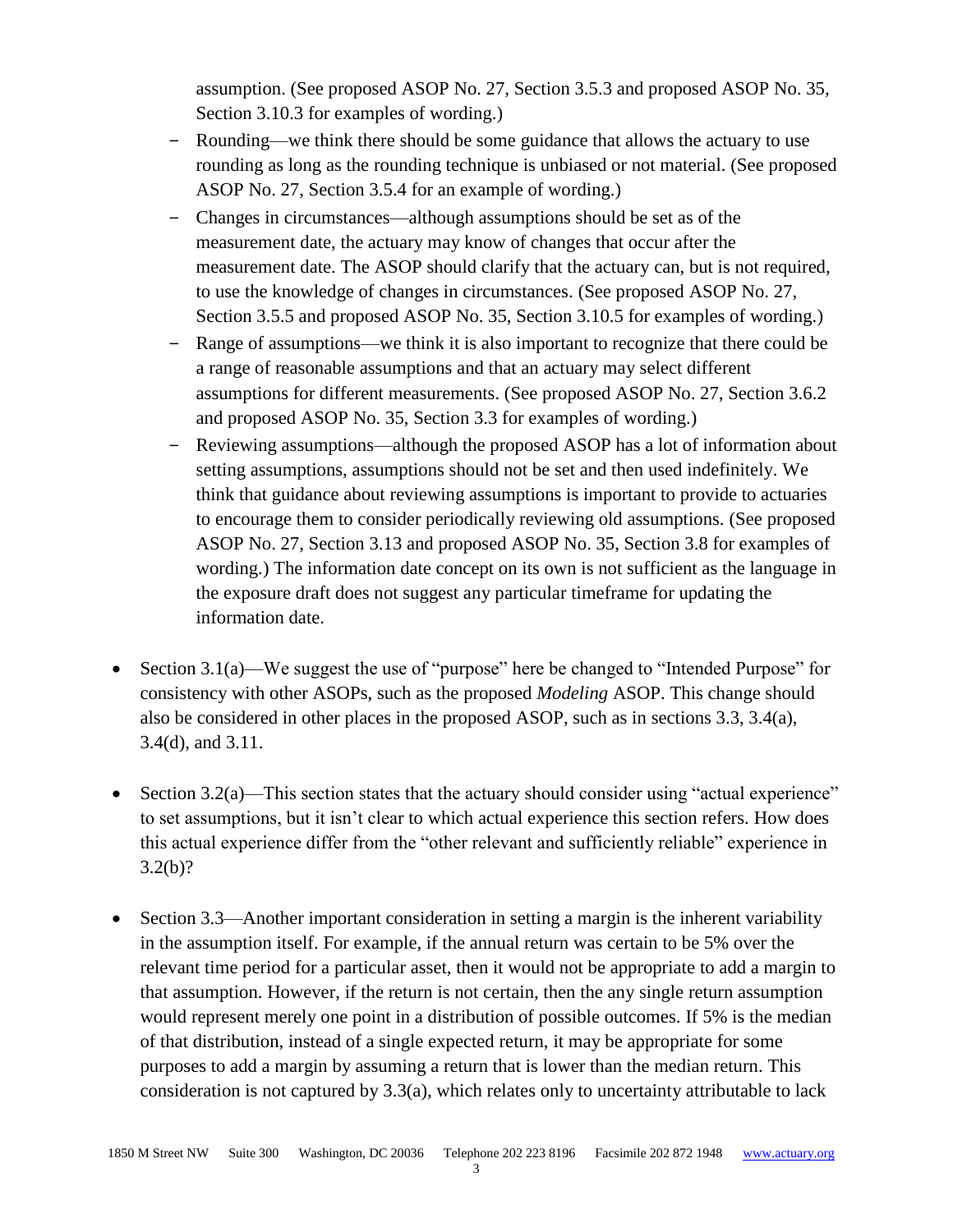assumption. (See proposed ASOP No. 27, Section 3.5.3 and proposed ASOP No. 35, Section 3.10.3 for examples of wording.)

  - Rounding—we think there should be some guidance that allows the actuary to use rounding as long as the rounding technique is unbiased or not material. (See proposed ASOP No. 27, Section 3.5.4 for an example of wording.)
  - Changes in circumstances—although assumptions should be set as of the measurement date, the actuary may know of changes that occur after the measurement date. The ASOP should clarify that the actuary can, but is not required, to use the knowledge of changes in circumstances. (See proposed ASOP No. 27, Section 3.5.5 and proposed ASOP No. 35, Section 3.10.5 for examples of wording.)
  - Range of assumptions—we think it is also important to recognize that there could be a range of reasonable assumptions and that an actuary may select different assumptions for different measurements. (See proposed ASOP No. 27, Section 3.6.2 and proposed ASOP No. 35, Section 3.3 for examples of wording.)
  - Reviewing assumptions—although the proposed ASOP has a lot of information about setting assumptions, assumptions should not be set and then used indefinitely. We think that guidance about reviewing assumptions is important to provide to actuaries to encourage them to consider periodically reviewing old assumptions. (See proposed ASOP No. 27, Section 3.13 and proposed ASOP No. 35, Section 3.8 for examples of wording.) The information date concept on its own is not sufficient as the language in the exposure draft does not suggest any particular timeframe for updating the information date.

- Section 3.1(a)—We suggest the use of "purpose" here be changed to "Intended Purpose" for consistency with other ASOPs, such as the proposed *Modeling* ASOP. This change should also be considered in other places in the proposed ASOP, such as in sections 3.3, 3.4(a), 3.4(d), and 3.11.

- Section 3.2(a)—This section states that the actuary should consider using "actual experience" to set assumptions, but it isn't clear to which actual experience this section refers. How does this actual experience differ from the "other relevant and sufficiently reliable" experience in 3.2(b)?

- Section 3.3—Another important consideration in setting a margin is the inherent variability in the assumption itself. For example, if the annual return was certain to be 5% over the relevant time period for a particular asset, then it would not be appropriate to add a margin to that assumption. However, if the return is not certain, then the any single return assumption would represent merely one point in a distribution of possible outcomes. If 5% is the median of that distribution, instead of a single expected return, it may be appropriate for some purposes to add a margin by assuming a return that is lower than the median return. This consideration is not captured by 3.3(a), which relates only to uncertainty attributable to lack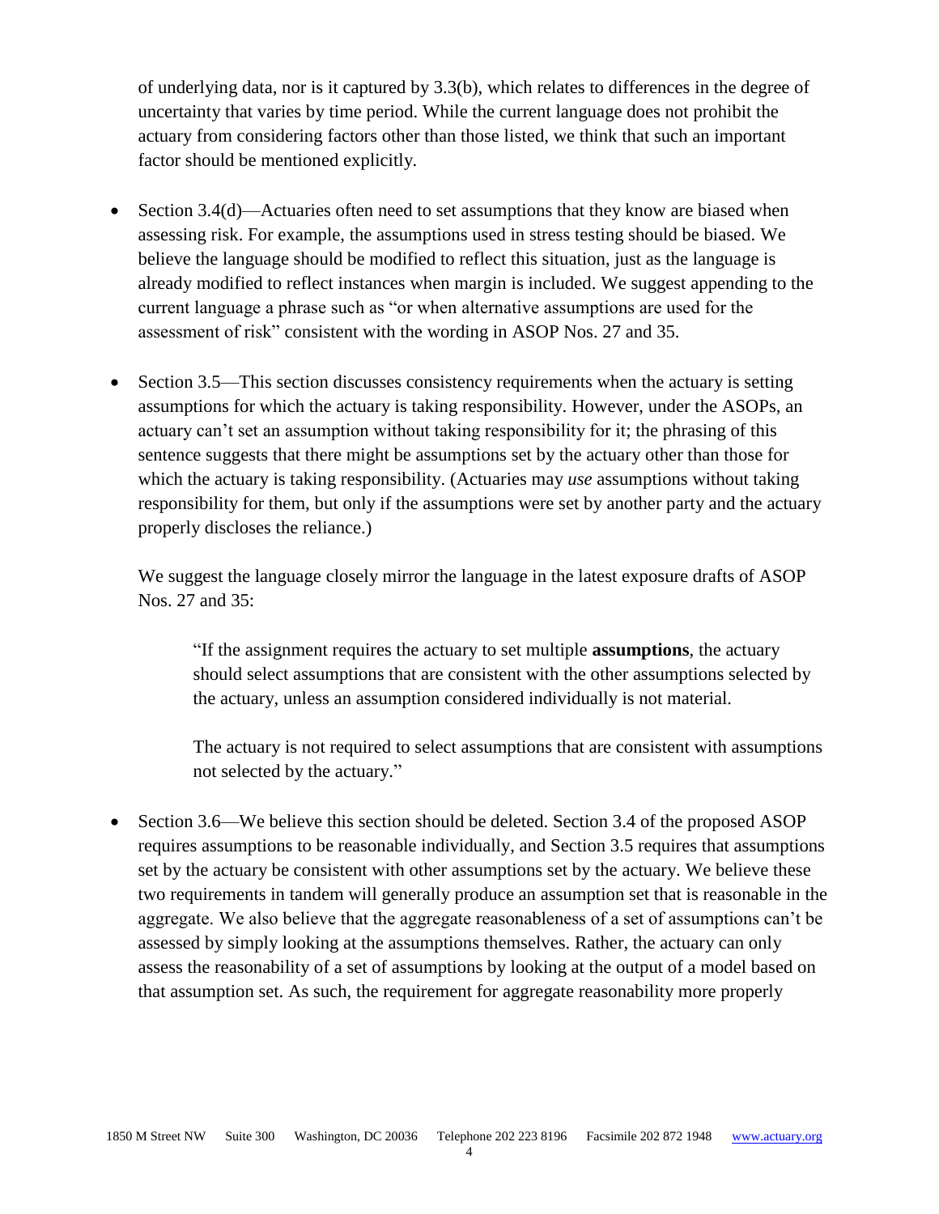of underlying data, nor is it captured by 3.3(b), which relates to differences in the degree of uncertainty that varies by time period. While the current language does not prohibit the actuary from considering factors other than those listed, we think that such an important factor should be mentioned explicitly.

- Section 3.4(d)—Actuaries often need to set assumptions that they know are biased when assessing risk. For example, the assumptions used in stress testing should be biased. We believe the language should be modified to reflect this situation, just as the language is already modified to reflect instances when margin is included. We suggest appending to the current language a phrase such as "or when alternative assumptions are used for the assessment of risk" consistent with the wording in ASOP Nos. 27 and 35.

- Section 3.5—This section discusses consistency requirements when the actuary is setting assumptions for which the actuary is taking responsibility. However, under the ASOPs, an actuary can't set an assumption without taking responsibility for it; the phrasing of this sentence suggests that there might be assumptions set by the actuary other than those for which the actuary is taking responsibility. (Actuaries may *use* assumptions without taking responsibility for them, but only if the assumptions were set by another party and the actuary properly discloses the reliance.)

  We suggest the language closely mirror the language in the latest exposure drafts of ASOP Nos. 27 and 35:

  > "If the assignment requires the actuary to set multiple **assumptions**, the actuary should select assumptions that are consistent with the other assumptions selected by the actuary, unless an assumption considered individually is not material.
  >
  > The actuary is not required to select assumptions that are consistent with assumptions not selected by the actuary."

- Section 3.6—We believe this section should be deleted. Section 3.4 of the proposed ASOP requires assumptions to be reasonable individually, and Section 3.5 requires that assumptions set by the actuary be consistent with other assumptions set by the actuary. We believe these two requirements in tandem will generally produce an assumption set that is reasonable in the aggregate. We also believe that the aggregate reasonableness of a set of assumptions can't be assessed by simply looking at the assumptions themselves. Rather, the actuary can only assess the reasonability of a set of assumptions by looking at the output of a model based on that assumption set. As such, the requirement for aggregate reasonability more properly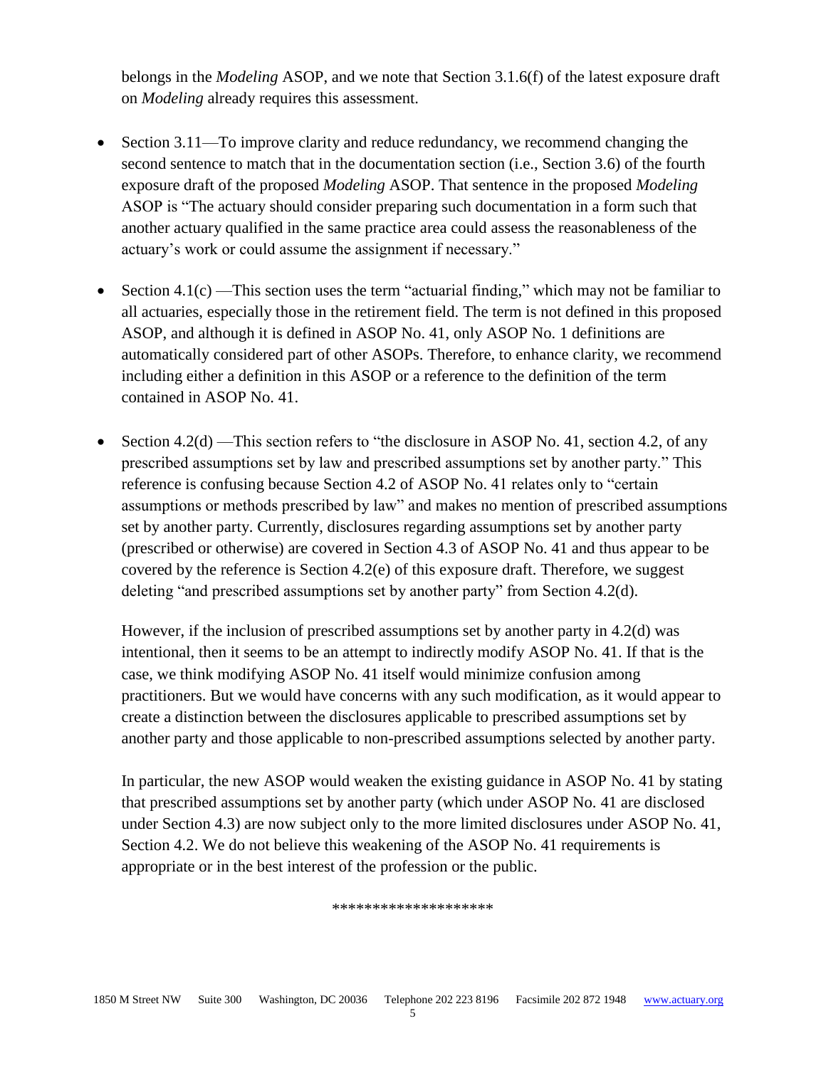belongs in the *Modeling* ASOP, and we note that Section 3.1.6(f) of the latest exposure draft on *Modeling* already requires this assessment.

- Section 3.11—To improve clarity and reduce redundancy, we recommend changing the second sentence to match that in the documentation section (i.e., Section 3.6) of the fourth exposure draft of the proposed *Modeling* ASOP. That sentence in the proposed *Modeling* ASOP is "The actuary should consider preparing such documentation in a form such that another actuary qualified in the same practice area could assess the reasonableness of the actuary's work or could assume the assignment if necessary."

- Section 4.1(c) —This section uses the term "actuarial finding," which may not be familiar to all actuaries, especially those in the retirement field. The term is not defined in this proposed ASOP, and although it is defined in ASOP No. 41, only ASOP No. 1 definitions are automatically considered part of other ASOPs. Therefore, to enhance clarity, we recommend including either a definition in this ASOP or a reference to the definition of the term contained in ASOP No. 41.

- Section 4.2(d) —This section refers to "the disclosure in ASOP No. 41, section 4.2, of any prescribed assumptions set by law and prescribed assumptions set by another party." This reference is confusing because Section 4.2 of ASOP No. 41 relates only to "certain assumptions or methods prescribed by law" and makes no mention of prescribed assumptions set by another party. Currently, disclosures regarding assumptions set by another party (prescribed or otherwise) are covered in Section 4.3 of ASOP No. 41 and thus appear to be covered by the reference is Section 4.2(e) of this exposure draft. Therefore, we suggest deleting "and prescribed assumptions set by another party" from Section 4.2(d).

  However, if the inclusion of prescribed assumptions set by another party in 4.2(d) was intentional, then it seems to be an attempt to indirectly modify ASOP No. 41. If that is the case, we think modifying ASOP No. 41 itself would minimize confusion among practitioners. But we would have concerns with any such modification, as it would appear to create a distinction between the disclosures applicable to prescribed assumptions set by another party and those applicable to non-prescribed assumptions selected by another party.

  In particular, the new ASOP would weaken the existing guidance in ASOP No. 41 by stating that prescribed assumptions set by another party (which under ASOP No. 41 are disclosed under Section 4.3) are now subject only to the more limited disclosures under ASOP No. 41, Section 4.2. We do not believe this weakening of the ASOP No. 41 requirements is appropriate or in the best interest of the profession or the public.

*******************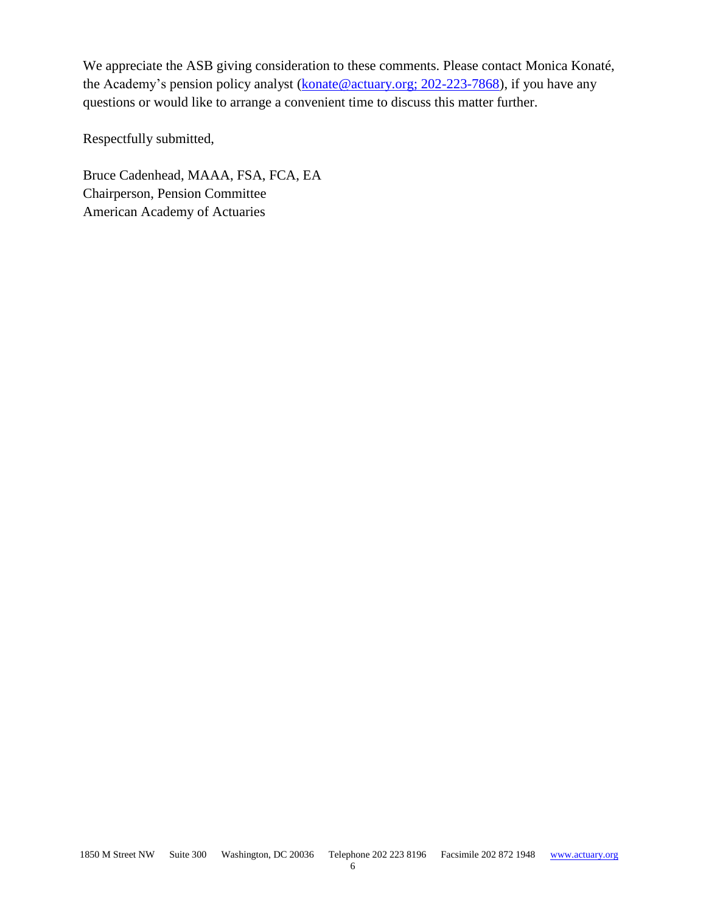We appreciate the ASB giving consideration to these comments. Please contact Monica Konaté, the Academy's pension policy analyst (konate@actuary.org; 202-223-7868), if you have any questions or would like to arrange a convenient time to discuss this matter further.

Respectfully submitted,

Bruce Cadenhead, MAAA, FSA, FCA, EA
Chairperson, Pension Committee
American Academy of Actuaries